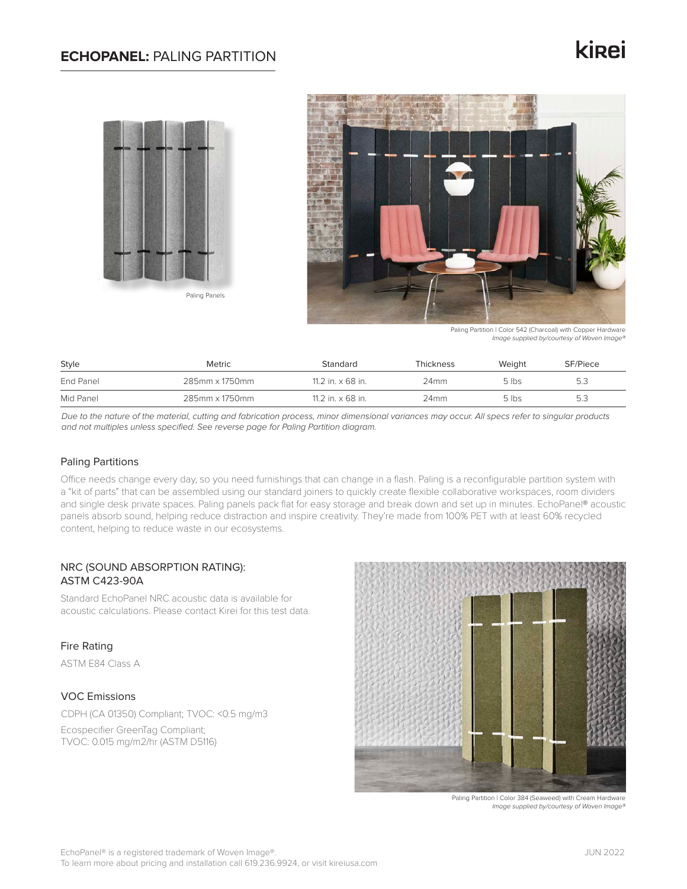# **ECHOPANEL:** PALING PARTITION

kirei

Paling Panels

Paling Partition | Color 542 (Charcoal) with Copper Hardware
*Image supplied by/courtesy of Woven Image®*

| Style | Metric | Standard | Thickness | Weight | SF/Piece |
| --- | --- | --- | --- | --- | --- |
| End Panel | 285mm x 1750mm | 11.2 in. x 68 in. | 24mm | 5 lbs | 5.3 |
| Mid Panel | 285mm x 1750mm | 11.2 in. x 68 in. | 24mm | 5 lbs | 5.3 |

*Due to the nature of the material, cutting and fabrication process, minor dimensional variances may occur. All specs refer to singular products and not multiples unless specified. See reverse page for Paling Partition diagram.*

## Paling Partitions

Office needs change every day, so you need furnishings that can change in a flash. Paling is a reconfigurable partition system with a "kit of parts" that can be assembled using our standard joiners to quickly create flexible collaborative workspaces, room dividers and single desk private spaces. Paling panels pack flat for easy storage and break down and set up in minutes. EchoPanel® acoustic panels absorb sound, helping reduce distraction and inspire creativity. They're made from 100% PET with at least 60% recycled content, helping to reduce waste in our ecosystems.

## NRC (SOUND ABSORPTION RATING): ASTM C423-90A

Standard EchoPanel NRC acoustic data is available for acoustic calculations. Please contact Kirei for this test data.

## Fire Rating

ASTM E84 Class A

## VOC Emissions

CDPH (CA 01350) Compliant; TVOC: <0.5 mg/m3

Ecospecifier GreenTag Compliant;
TVOC: 0.015 mg/m2/hr (ASTM D5116)

Paling Partition | Color 384 (Seaweed) with Cream Hardware
*Image supplied by/courtesy of Woven Image®*

EchoPanel® is a registered trademark of Woven Image®.
To learn more about pricing and installation call 619.236.9924, or visit kireiusa.com

JUN 2022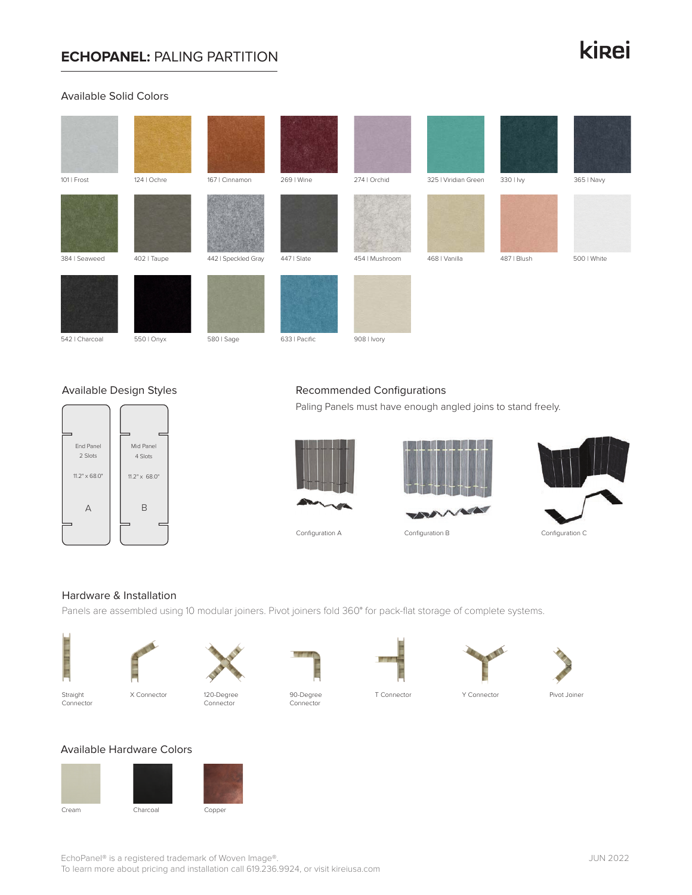## **ECHOPANEL:** PALING PARTITION

kirei

### Available Solid Colors

101 | Frost

124 | Ochre

167 | Cinnamon

269 | Wine

274 | Orchid

325 | Viridian Green

330 | Ivy

365 | Navy

384 | Seaweed

402 | Taupe

442 | Speckled Gray

447 | Slate

454 | Mushroom

468 | Vanilla

487 | Blush

500 | White

542 | Charcoal

550 | Onyx

580 | Sage

633 | Pacific

908 | Ivory

### Available Design Styles

End Panel
2 Slots
11.2" x 68.0"
A

Mid Panel
4 Slots
11.2" x 68.0"
B

### Recommended Configurations

Paling Panels must have enough angled joins to stand freely.

Configuration A

Configuration B

Configuration C

### Hardware & Installation

Panels are assembled using 10 modular joiners. Pivot joiners fold 360° for pack-flat storage of complete systems.

Straight Connector

X Connector

120-Degree Connector

90-Degree Connector

T Connector

Y Connector

Pivot Joiner

### Available Hardware Colors

Cream

Charcoal

Copper

EchoPanel® is a registered trademark of Woven Image®.
To learn more about pricing and installation call 619.236.9924, or visit kireiusa.com

JUN 2022